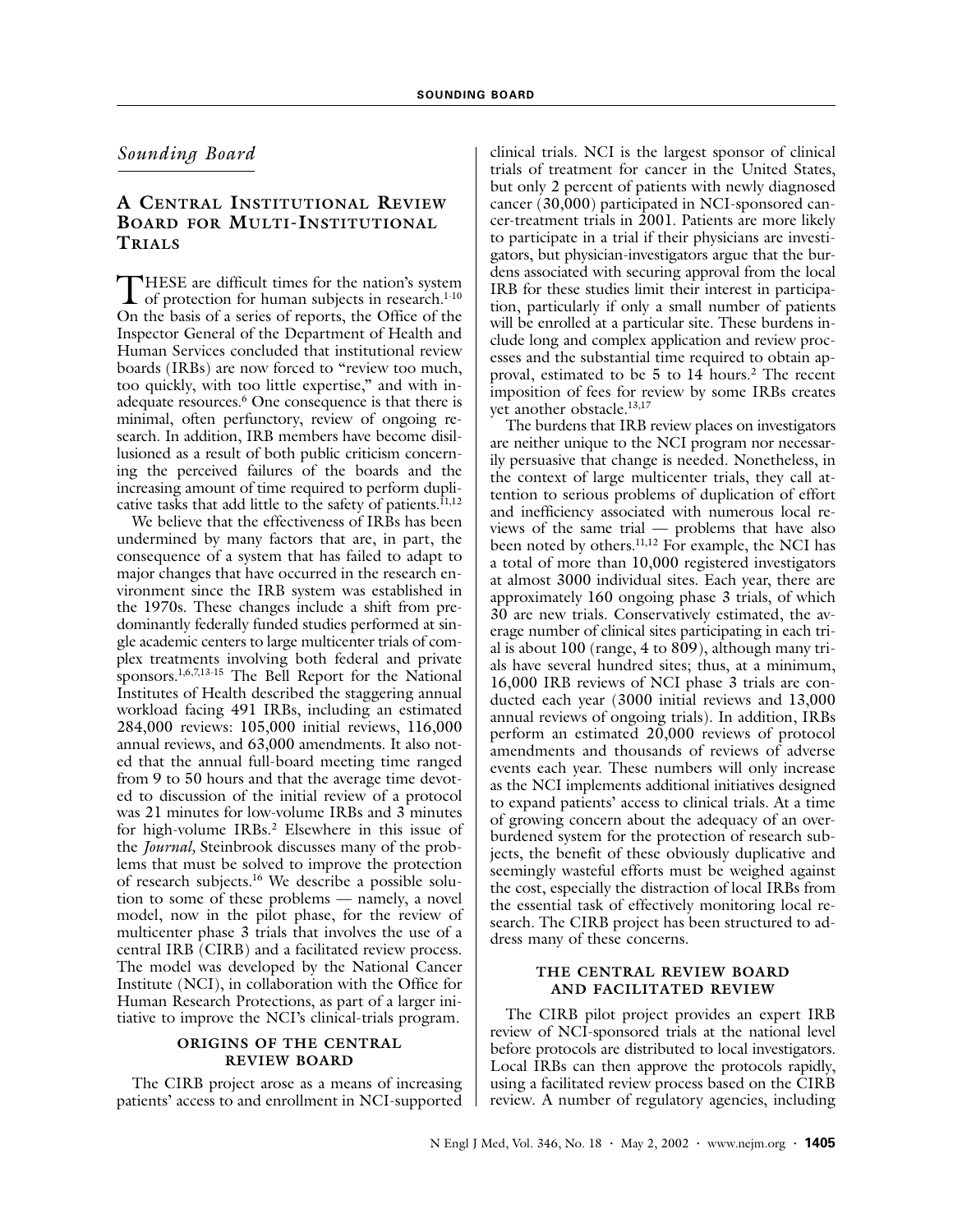*Sounding Board*

## A Central Institutional Review Board for Multi-Institutional Trials

THESE are difficult times for the nation's system of protection for human subjects in research.[1-10] On the basis of a series of reports, the Office of the Inspector General of the Department of Health and Human Services concluded that institutional review boards (IRBs) are now forced to "review too much, too quickly, with too little expertise," and with inadequate resources.[6] One consequence is that there is minimal, often perfunctory, review of ongoing research. In addition, IRB members have become disillusioned as a result of both public criticism concerning the perceived failures of the boards and the increasing amount of time required to perform duplicative tasks that add little to the safety of patients.[11,12]

We believe that the effectiveness of IRBs has been undermined by many factors that are, in part, the consequence of a system that has failed to adapt to major changes that have occurred in the research environment since the IRB system was established in the 1970s. These changes include a shift from predominantly federally funded studies performed at single academic centers to large multicenter trials of complex treatments involving both federal and private sponsors.[1,6,7,13-15] The Bell Report for the National Institutes of Health described the staggering annual workload facing 491 IRBs, including an estimated 284,000 reviews: 105,000 initial reviews, 116,000 annual reviews, and 63,000 amendments. It also noted that the annual full-board meeting time ranged from 9 to 50 hours and that the average time devoted to discussion of the initial review of a protocol was 21 minutes for low-volume IRBs and 3 minutes for high-volume IRBs.[2] Elsewhere in this issue of the *Journal*, Steinbrook discusses many of the problems that must be solved to improve the protection of research subjects.[16] We describe a possible solution to some of these problems — namely, a novel model, now in the pilot phase, for the review of multicenter phase 3 trials that involves the use of a central IRB (CIRB) and a facilitated review process. The model was developed by the National Cancer Institute (NCI), in collaboration with the Office for Human Research Protections, as part of a larger initiative to improve the NCI's clinical-trials program.

### ORIGINS OF THE CENTRAL REVIEW BOARD

The CIRB project arose as a means of increasing patients' access to and enrollment in NCI-supported clinical trials. NCI is the largest sponsor of clinical trials of treatment for cancer in the United States, but only 2 percent of patients with newly diagnosed cancer (30,000) participated in NCI-sponsored cancer-treatment trials in 2001. Patients are more likely to participate in a trial if their physicians are investigators, but physician-investigators argue that the burdens associated with securing approval from the local IRB for these studies limit their interest in participation, particularly if only a small number of patients will be enrolled at a particular site. These burdens include long and complex application and review processes and the substantial time required to obtain approval, estimated to be 5 to 14 hours.[2] The recent imposition of fees for review by some IRBs creates yet another obstacle.[13,17]

The burdens that IRB review places on investigators are neither unique to the NCI program nor necessarily persuasive that change is needed. Nonetheless, in the context of large multicenter trials, they call attention to serious problems of duplication of effort and inefficiency associated with numerous local reviews of the same trial — problems that have also been noted by others.[11,12] For example, the NCI has a total of more than 10,000 registered investigators at almost 3000 individual sites. Each year, there are approximately 160 ongoing phase 3 trials, of which 30 are new trials. Conservatively estimated, the average number of clinical sites participating in each trial is about 100 (range, 4 to 809), although many trials have several hundred sites; thus, at a minimum, 16,000 IRB reviews of NCI phase 3 trials are conducted each year (3000 initial reviews and 13,000 annual reviews of ongoing trials). In addition, IRBs perform an estimated 20,000 reviews of protocol amendments and thousands of reviews of adverse events each year. These numbers will only increase as the NCI implements additional initiatives designed to expand patients' access to clinical trials. At a time of growing concern about the adequacy of an overburdened system for the protection of research subjects, the benefit of these obviously duplicative and seemingly wasteful efforts must be weighed against the cost, especially the distraction of local IRBs from the essential task of effectively monitoring local research. The CIRB project has been structured to address many of these concerns.

### THE CENTRAL REVIEW BOARD AND FACILITATED REVIEW

The CIRB pilot project provides an expert IRB review of NCI-sponsored trials at the national level before protocols are distributed to local investigators. Local IRBs can then approve the protocols rapidly, using a facilitated review process based on the CIRB review. A number of regulatory agencies, including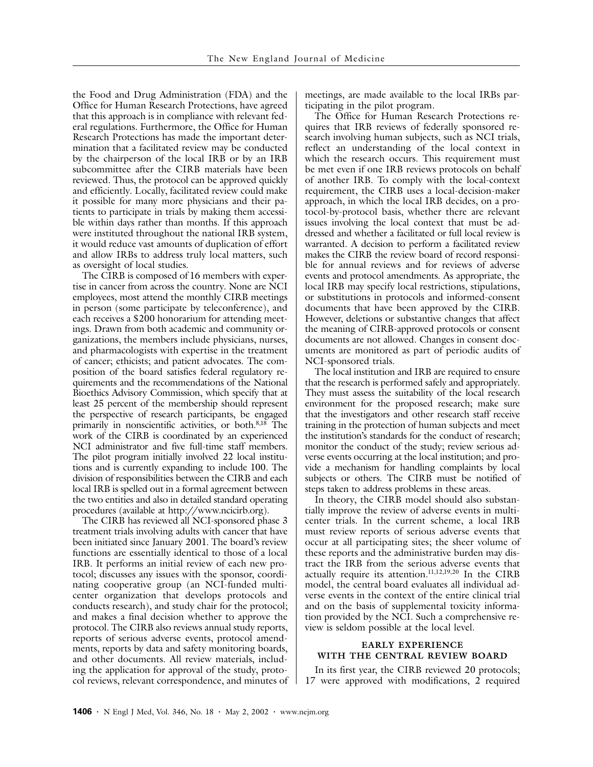the Food and Drug Administration (FDA) and the Office for Human Research Protections, have agreed that this approach is in compliance with relevant federal regulations. Furthermore, the Office for Human Research Protections has made the important determination that a facilitated review may be conducted by the chairperson of the local IRB or by an IRB subcommittee after the CIRB materials have been reviewed. Thus, the protocol can be approved quickly and efficiently. Locally, facilitated review could make it possible for many more physicians and their patients to participate in trials by making them accessible within days rather than months. If this approach were instituted throughout the national IRB system, it would reduce vast amounts of duplication of effort and allow IRBs to address truly local matters, such as oversight of local studies.

The CIRB is composed of 16 members with expertise in cancer from across the country. None are NCI employees, most attend the monthly CIRB meetings in person (some participate by teleconference), and each receives a $200 honorarium for attending meetings. Drawn from both academic and community organizations, the members include physicians, nurses, and pharmacologists with expertise in the treatment of cancer; ethicists; and patient advocates. The composition of the board satisfies federal regulatory requirements and the recommendations of the National Bioethics Advisory Commission, which specify that at least 25 percent of the membership should represent the perspective of research participants, be engaged primarily in nonscientific activities, or both.[8,18] The work of the CIRB is coordinated by an experienced NCI administrator and five full-time staff members. The pilot program initially involved 22 local institutions and is currently expanding to include 100. The division of responsibilities between the CIRB and each local IRB is spelled out in a formal agreement between the two entities and also in detailed standard operating procedures (available at http://www.ncicirb.org).

The CIRB has reviewed all NCI-sponsored phase 3 treatment trials involving adults with cancer that have been initiated since January 2001. The board's review functions are essentially identical to those of a local IRB. It performs an initial review of each new protocol; discusses any issues with the sponsor, coordinating cooperative group (an NCI-funded multicenter organization that develops protocols and conducts research), and study chair for the protocol; and makes a final decision whether to approve the protocol. The CIRB also reviews annual study reports, reports of serious adverse events, protocol amendments, reports by data and safety monitoring boards, and other documents. All review materials, including the application for approval of the study, protocol reviews, relevant correspondence, and minutes of meetings, are made available to the local IRBs participating in the pilot program.

The Office for Human Research Protections requires that IRB reviews of federally sponsored research involving human subjects, such as NCI trials, reflect an understanding of the local context in which the research occurs. This requirement must be met even if one IRB reviews protocols on behalf of another IRB. To comply with the local-context requirement, the CIRB uses a local-decision-maker approach, in which the local IRB decides, on a protocol-by-protocol basis, whether there are relevant issues involving the local context that must be addressed and whether a facilitated or full local review is warranted. A decision to perform a facilitated review makes the CIRB the review board of record responsible for annual reviews and for reviews of adverse events and protocol amendments. As appropriate, the local IRB may specify local restrictions, stipulations, or substitutions in protocols and informed-consent documents that have been approved by the CIRB. However, deletions or substantive changes that affect the meaning of CIRB-approved protocols or consent documents are not allowed. Changes in consent documents are monitored as part of periodic audits of NCI-sponsored trials.

The local institution and IRB are required to ensure that the research is performed safely and appropriately. They must assess the suitability of the local research environment for the proposed research; make sure that the investigators and other research staff receive training in the protection of human subjects and meet the institution's standards for the conduct of research; monitor the conduct of the study; review serious adverse events occurring at the local institution; and provide a mechanism for handling complaints by local subjects or others. The CIRB must be notified of steps taken to address problems in these areas.

In theory, the CIRB model should also substantially improve the review of adverse events in multicenter trials. In the current scheme, a local IRB must review reports of serious adverse events that occur at all participating sites; the sheer volume of these reports and the administrative burden may distract the IRB from the serious adverse events that actually require its attention.[11,12,19,20] In the CIRB model, the central board evaluates all individual adverse events in the context of the entire clinical trial and on the basis of supplemental toxicity information provided by the NCI. Such a comprehensive review is seldom possible at the local level.

## EARLY EXPERIENCE WITH THE CENTRAL REVIEW BOARD

In its first year, the CIRB reviewed 20 protocols; 17 were approved with modifications, 2 required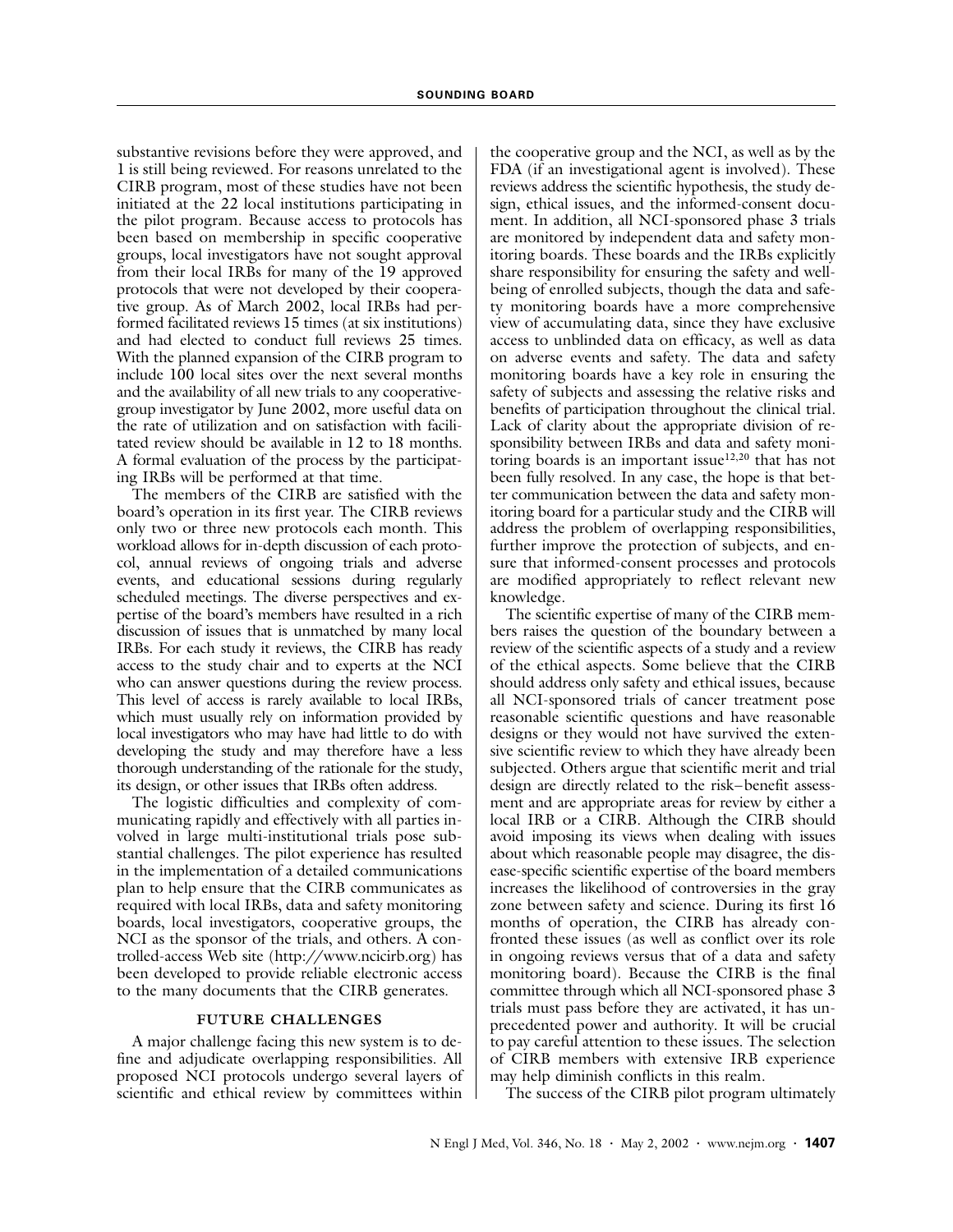substantive revisions before they were approved, and 1 is still being reviewed. For reasons unrelated to the CIRB program, most of these studies have not been initiated at the 22 local institutions participating in the pilot program. Because access to protocols has been based on membership in specific cooperative groups, local investigators have not sought approval from their local IRBs for many of the 19 approved protocols that were not developed by their cooperative group. As of March 2002, local IRBs had performed facilitated reviews 15 times (at six institutions) and had elected to conduct full reviews 25 times. With the planned expansion of the CIRB program to include 100 local sites over the next several months and the availability of all new trials to any cooperative-group investigator by June 2002, more useful data on the rate of utilization and on satisfaction with facilitated review should be available in 12 to 18 months. A formal evaluation of the process by the participating IRBs will be performed at that time.

The members of the CIRB are satisfied with the board's operation in its first year. The CIRB reviews only two or three new protocols each month. This workload allows for in-depth discussion of each protocol, annual reviews of ongoing trials and adverse events, and educational sessions during regularly scheduled meetings. The diverse perspectives and expertise of the board's members have resulted in a rich discussion of issues that is unmatched by many local IRBs. For each study it reviews, the CIRB has ready access to the study chair and to experts at the NCI who can answer questions during the review process. This level of access is rarely available to local IRBs, which must usually rely on information provided by local investigators who may have had little to do with developing the study and may therefore have a less thorough understanding of the rationale for the study, its design, or other issues that IRBs often address.

The logistic difficulties and complexity of communicating rapidly and effectively with all parties involved in large multi-institutional trials pose substantial challenges. The pilot experience has resulted in the implementation of a detailed communications plan to help ensure that the CIRB communicates as required with local IRBs, data and safety monitoring boards, local investigators, cooperative groups, the NCI as the sponsor of the trials, and others. A controlled-access Web site (http://www.ncicirb.org) has been developed to provide reliable electronic access to the many documents that the CIRB generates.

## FUTURE CHALLENGES

A major challenge facing this new system is to define and adjudicate overlapping responsibilities. All proposed NCI protocols undergo several layers of scientific and ethical review by committees within the cooperative group and the NCI, as well as by the FDA (if an investigational agent is involved). These reviews address the scientific hypothesis, the study design, ethical issues, and the informed-consent document. In addition, all NCI-sponsored phase 3 trials are monitored by independent data and safety monitoring boards. These boards and the IRBs explicitly share responsibility for ensuring the safety and well-being of enrolled subjects, though the data and safety monitoring boards have a more comprehensive view of accumulating data, since they have exclusive access to unblinded data on efficacy, as well as data on adverse events and safety. The data and safety monitoring boards have a key role in ensuring the safety of subjects and assessing the relative risks and benefits of participation throughout the clinical trial. Lack of clarity about the appropriate division of responsibility between IRBs and data and safety monitoring boards is an important issue[12,20] that has not been fully resolved. In any case, the hope is that better communication between the data and safety monitoring board for a particular study and the CIRB will address the problem of overlapping responsibilities, further improve the protection of subjects, and ensure that informed-consent processes and protocols are modified appropriately to reflect relevant new knowledge.

The scientific expertise of many of the CIRB members raises the question of the boundary between a review of the scientific aspects of a study and a review of the ethical aspects. Some believe that the CIRB should address only safety and ethical issues, because all NCI-sponsored trials of cancer treatment pose reasonable scientific questions and have reasonable designs or they would not have survived the extensive scientific review to which they have already been subjected. Others argue that scientific merit and trial design are directly related to the risk–benefit assessment and are appropriate areas for review by either a local IRB or a CIRB. Although the CIRB should avoid imposing its views when dealing with issues about which reasonable people may disagree, the disease-specific scientific expertise of the board members increases the likelihood of controversies in the gray zone between safety and science. During its first 16 months of operation, the CIRB has already confronted these issues (as well as conflict over its role in ongoing reviews versus that of a data and safety monitoring board). Because the CIRB is the final committee through which all NCI-sponsored phase 3 trials must pass before they are activated, it has unprecedented power and authority. It will be crucial to pay careful attention to these issues. The selection of CIRB members with extensive IRB experience may help diminish conflicts in this realm.

The success of the CIRB pilot program ultimately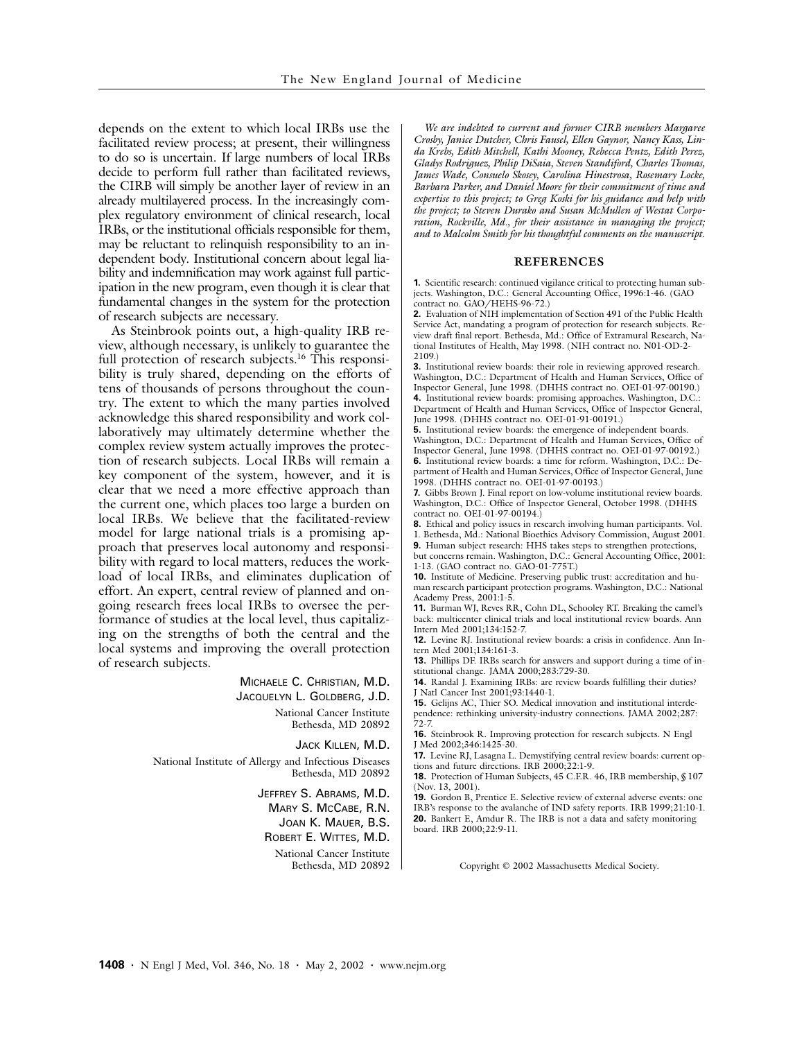depends on the extent to which local IRBs use the facilitated review process; at present, their willingness to do so is uncertain. If large numbers of local IRBs decide to perform full rather than facilitated reviews, the CIRB will simply be another layer of review in an already multilayered process. In the increasingly complex regulatory environment of clinical research, local IRBs, or the institutional officials responsible for them, may be reluctant to relinquish responsibility to an independent body. Institutional concern about legal liability and indemnification may work against full participation in the new program, even though it is clear that fundamental changes in the system for the protection of research subjects are necessary.

As Steinbrook points out, a high-quality IRB review, although necessary, is unlikely to guarantee the full protection of research subjects.[16] This responsibility is truly shared, depending on the efforts of tens of thousands of persons throughout the country. The extent to which the many parties involved acknowledge this shared responsibility and work collaboratively may ultimately determine whether the complex review system actually improves the protection of research subjects. Local IRBs will remain a key component of the system, however, and it is clear that we need a more effective approach than the current one, which places too large a burden on local IRBs. We believe that the facilitated-review model for large national trials is a promising approach that preserves local autonomy and responsibility with regard to local matters, reduces the workload of local IRBs, and eliminates duplication of effort. An expert, central review of planned and ongoing research frees local IRBs to oversee the performance of studies at the local level, thus capitalizing on the strengths of both the central and the local systems and improving the overall protection of research subjects.

MICHAELE C. CHRISTIAN, M.D.
JACQUELYN L. GOLDBERG, J.D.
National Cancer Institute
Bethesda, MD 20892

JACK KILLEN, M.D.
National Institute of Allergy and Infectious Diseases
Bethesda, MD 20892

JEFFREY S. ABRAMS, M.D.
MARY S. MCCABE, R.N.
JOAN K. MAUER, B.S.
ROBERT E. WITTES, M.D.
National Cancer Institute
Bethesda, MD 20892

*We are indebted to current and former CIRB members Margaree Crosby, Janice Dutcher, Chris Fausel, Ellen Gaynor, Nancy Kass, Linda Krebs, Edith Mitchell, Kathi Mooney, Rebecca Pentz, Edith Perez, Gladys Rodriguez, Philip DiSaia, Steven Standiford, Charles Thomas, James Wade, Consuelo Skosey, Carolina Hinestrosa, Rosemary Locke, Barbara Parker, and Daniel Moore for their commitment of time and expertise to this project; to Greg Koski for his guidance and help with the project; to Steven Durako and Susan McMullen of Westat Corporation, Rockville, Md., for their assistance in managing the project; and to Malcolm Smith for his thoughtful comments on the manuscript.*

## REFERENCES

**1.** Scientific research: continued vigilance critical to protecting human subjects. Washington, D.C.: General Accounting Office, 1996:1-46. (GAO contract no. GAO/HEHS-96-72.)

**2.** Evaluation of NIH implementation of Section 491 of the Public Health Service Act, mandating a program of protection for research subjects. Review draft final report. Bethesda, Md.: Office of Extramural Research, National Institutes of Health, May 1998. (NIH contract no. N01-OD-2-2109.)

**3.** Institutional review boards: their role in reviewing approved research. Washington, D.C.: Department of Health and Human Services, Office of Inspector General, June 1998. (DHHS contract no. OEI-01-97-00190.)

**4.** Institutional review boards: promising approaches. Washington, D.C.: Department of Health and Human Services, Office of Inspector General, June 1998. (DHHS contract no. OEI-01-91-00191.)

**5.** Institutional review boards: the emergence of independent boards. Washington, D.C.: Department of Health and Human Services, Office of Inspector General, June 1998. (DHHS contract no. OEI-01-97-00192.)

**6.** Institutional review boards: a time for reform. Washington, D.C.: Department of Health and Human Services, Office of Inspector General, June 1998. (DHHS contract no. OEI-01-97-00193.)

**7.** Gibbs Brown J. Final report on low-volume institutional review boards. Washington, D.C.: Office of Inspector General, October 1998. (DHHS contract no. OEI-01-97-00194.)

**8.** Ethical and policy issues in research involving human participants. Vol. 1. Bethesda, Md.: National Bioethics Advisory Commission, August 2001.

**9.** Human subject research: HHS takes steps to strengthen protections, but concerns remain. Washington, D.C.: General Accounting Office, 2001: 1-13. (GAO contract no. GAO-01-775T.)

**10.** Institute of Medicine. Preserving public trust: accreditation and human research participant protection programs. Washington, D.C.: National Academy Press, 2001:1-5.

**11.** Burman WJ, Reves RR, Cohn DL, Schooley RT. Breaking the camel's back: multicenter clinical trials and local institutional review boards. Ann Intern Med 2001;134:152-7.

**12.** Levine RJ. Institutional review boards: a crisis in confidence. Ann Intern Med 2001;134:161-3.

**13.** Phillips DF. IRBs search for answers and support during a time of institutional change. JAMA 2000;283:729-30.

**14.** Randal J. Examining IRBs: are review boards fulfilling their duties? J Natl Cancer Inst 2001;93:1440-1.

**15.** Gelijns AC, Thier SO. Medical innovation and institutional interdependence: rethinking university-industry connections. JAMA 2002;287: 72-7.

**16.** Steinbrook R. Improving protection for research subjects. N Engl J Med 2002;346:1425-30.

**17.** Levine RJ, Lasagna L. Demystifying central review boards: current options and future directions. IRB 2000;22:1-9.

**18.** Protection of Human Subjects, 45 C.F.R. 46, IRB membership, § 107 (Nov. 13, 2001).

**19.** Gordon B, Prentice E. Selective review of external adverse events: one IRB's response to the avalanche of IND safety reports. IRB 1999;21:10-1.

**20.** Bankert E, Amdur R. The IRB is not a data and safety monitoring board. IRB 2000;22:9-11.

Copyright © 2002 Massachusetts Medical Society.